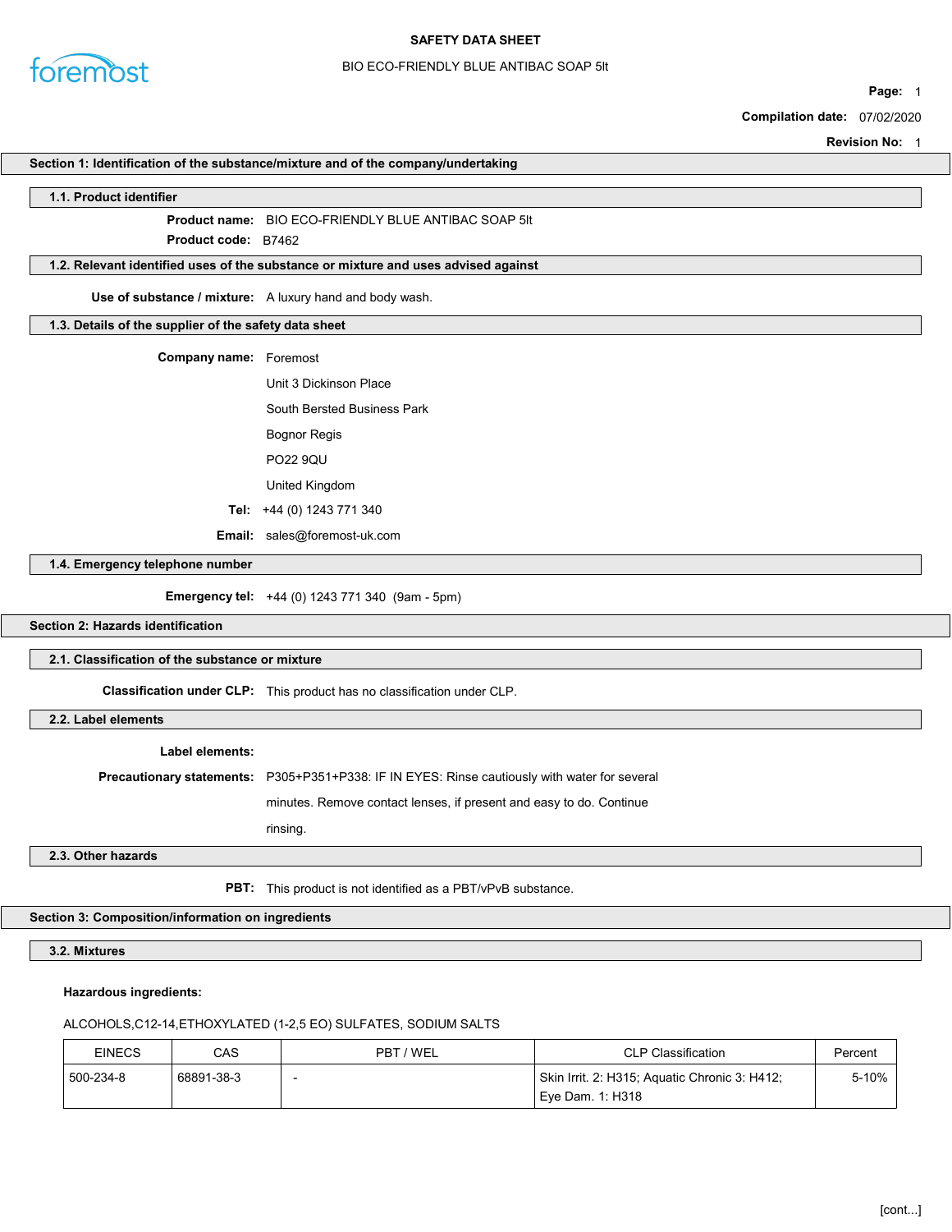# SAFETY DATA SHEET

BIO ECO-FRIENDLY BLUE ANTIBAC SOAP 5lt

**Compilation date:** 07/02/2020

**Revision No:** 1

## Section 1: Identification of the substance/mixture and of the company/undertaking

### 1.1. Product identifier

**Product name:** BIO ECO-FRIENDLY BLUE ANTIBAC SOAP 5lt

**Product code:** B7462

### 1.2. Relevant identified uses of the substance or mixture and uses advised against

**Use of substance / mixture:** A luxury hand and body wash.

### 1.3. Details of the supplier of the safety data sheet

**Company name:** Foremost

Unit 3 Dickinson Place

South Bersted Business Park

Bognor Regis

PO22 9QU

United Kingdom

**Tel:** +44 (0) 1243 771 340

**Email:** sales@foremost-uk.com

### 1.4. Emergency telephone number

**Emergency tel:** +44 (0) 1243 771 340 (9am - 5pm)

## Section 2: Hazards identification

### 2.1. Classification of the substance or mixture

**Classification under CLP:** This product has no classification under CLP.

### 2.2. Label elements

**Label elements:**

**Precautionary statements:** P305+P351+P338: IF IN EYES: Rinse cautiously with water for several minutes. Remove contact lenses, if present and easy to do. Continue rinsing.

### 2.3. Other hazards

**PBT:** This product is not identified as a PBT/vPvB substance.

## Section 3: Composition/information on ingredients

### 3.2. Mixtures

**Hazardous ingredients:**

ALCOHOLS,C12-14,ETHOXYLATED (1-2,5 EO) SULFATES, SODIUM SALTS

| EINECS | CAS | PBT / WEL | CLP Classification | Percent |
|---|---|---|---|---|
| 500-234-8 | 68891-38-3 | - | Skin Irrit. 2: H315; Aquatic Chronic 3: H412; Eye Dam. 1: H318 | 5-10% |

[cont...]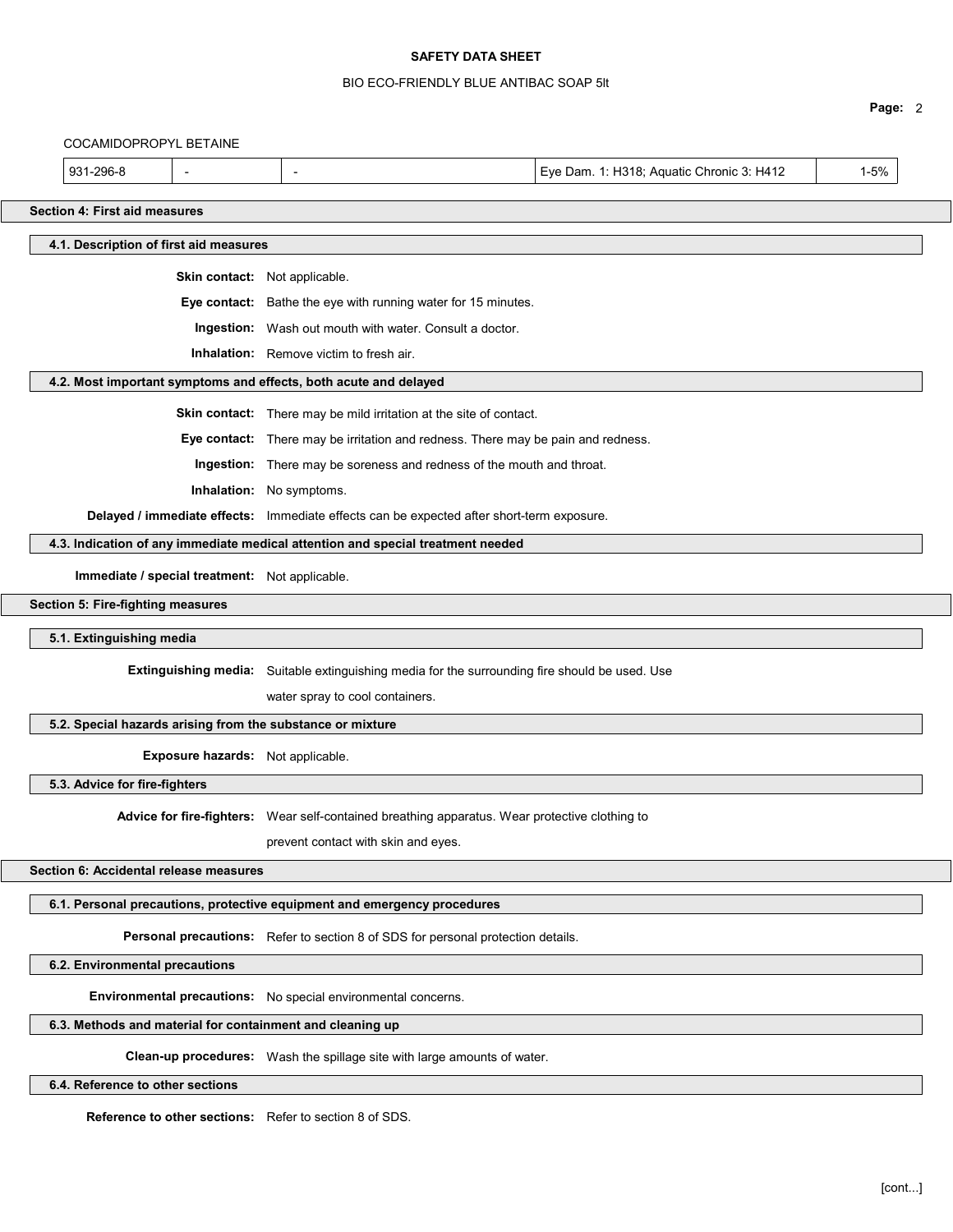COCAMIDOPROPYL BETAINE

| 931-296-8 | - | - | Eye Dam. 1: H318; Aquatic Chronic 3: H412 | 1-5% |
|---|---|---|---|---|

## Section 4: First aid measures

### 4.1. Description of first aid measures

**Skin contact:** Not applicable.

**Eye contact:** Bathe the eye with running water for 15 minutes.

**Ingestion:** Wash out mouth with water. Consult a doctor.

**Inhalation:** Remove victim to fresh air.

### 4.2. Most important symptoms and effects, both acute and delayed

**Skin contact:** There may be mild irritation at the site of contact.

**Eye contact:** There may be irritation and redness. There may be pain and redness.

**Ingestion:** There may be soreness and redness of the mouth and throat.

**Inhalation:** No symptoms.

**Delayed / immediate effects:** Immediate effects can be expected after short-term exposure.

### 4.3. Indication of any immediate medical attention and special treatment needed

**Immediate / special treatment:** Not applicable.

## Section 5: Fire-fighting measures

### 5.1. Extinguishing media

**Extinguishing media:** Suitable extinguishing media for the surrounding fire should be used. Use water spray to cool containers.

### 5.2. Special hazards arising from the substance or mixture

**Exposure hazards:** Not applicable.

### 5.3. Advice for fire-fighters

**Advice for fire-fighters:** Wear self-contained breathing apparatus. Wear protective clothing to prevent contact with skin and eyes.

## Section 6: Accidental release measures

### 6.1. Personal precautions, protective equipment and emergency procedures

**Personal precautions:** Refer to section 8 of SDS for personal protection details.

### 6.2. Environmental precautions

**Environmental precautions:** No special environmental concerns.

### 6.3. Methods and material for containment and cleaning up

**Clean-up procedures:** Wash the spillage site with large amounts of water.

### 6.4. Reference to other sections

**Reference to other sections:** Refer to section 8 of SDS.

[cont...]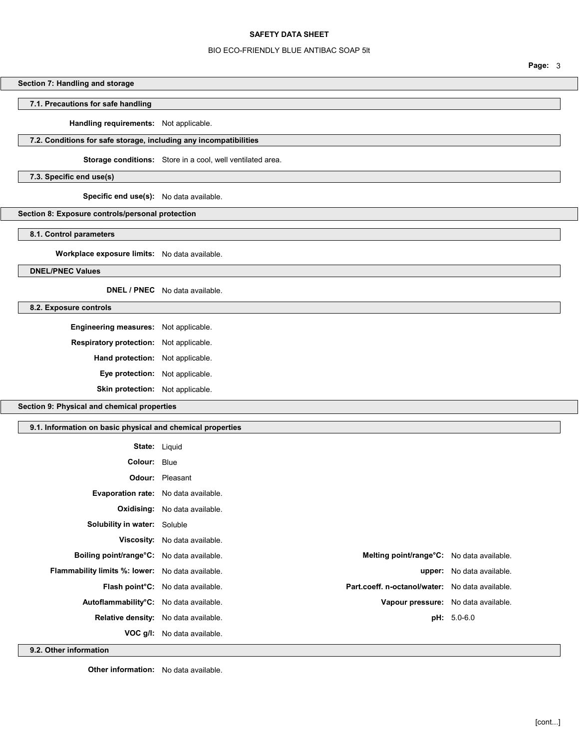## Section 7: Handling and storage

### 7.1. Precautions for safe handling

**Handling requirements:** Not applicable.

### 7.2. Conditions for safe storage, including any incompatibilities

**Storage conditions:** Store in a cool, well ventilated area.

### 7.3. Specific end use(s)

**Specific end use(s):** No data available.

## Section 8: Exposure controls/personal protection

### 8.1. Control parameters

**Workplace exposure limits:** No data available.

### DNEL/PNEC Values

**DNEL / PNEC** No data available.

### 8.2. Exposure controls

**Engineering measures:** Not applicable.

**Respiratory protection:** Not applicable.

**Hand protection:** Not applicable.

**Eye protection:** Not applicable.

**Skin protection:** Not applicable.

## Section 9: Physical and chemical properties

### 9.1. Information on basic physical and chemical properties

**State:** Liquid

**Colour:** Blue

**Odour:** Pleasant

**Evaporation rate:** No data available.

**Oxidising:** No data available.

**Solubility in water:** Soluble

**Viscosity:** No data available.

**Boiling point/range°C:** No data available.

**Melting point/range°C:** No data available.

**Flammability limits %: lower:** No data available.

**upper:** No data available.

**Flash point°C:** No data available.

**Part.coeff. n-octanol/water:** No data available.

**Autoflammability°C:** No data available.

**Vapour pressure:** No data available.

**Relative density:** No data available.

**pH:** 5.0-6.0

**VOC g/l:** No data available.

### 9.2. Other information

**Other information:** No data available.

[cont...]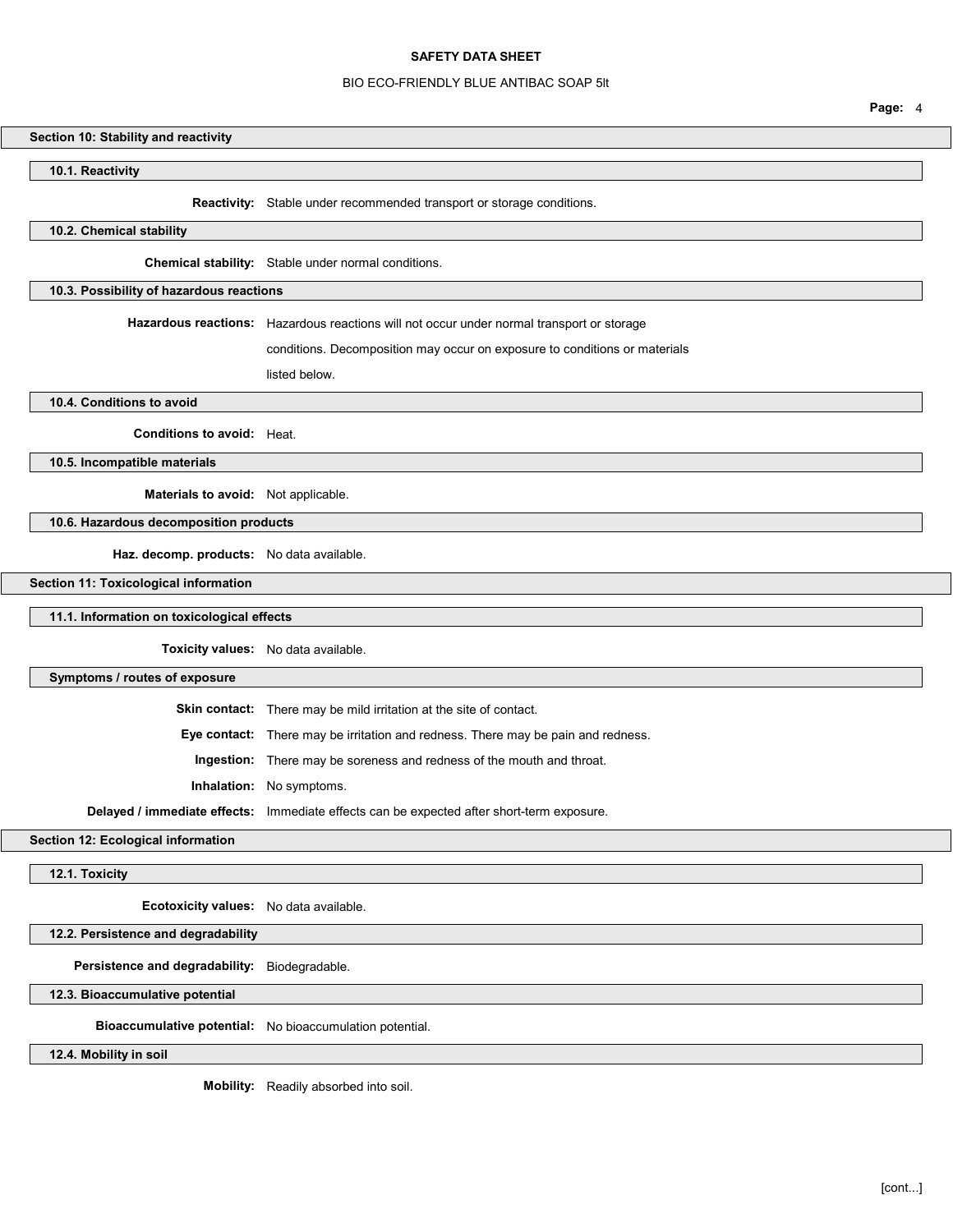## Section 10: Stability and reactivity

### 10.1. Reactivity

**Reactivity:** Stable under recommended transport or storage conditions.

### 10.2. Chemical stability

**Chemical stability:** Stable under normal conditions.

### 10.3. Possibility of hazardous reactions

**Hazardous reactions:** Hazardous reactions will not occur under normal transport or storage conditions. Decomposition may occur on exposure to conditions or materials listed below.

### 10.4. Conditions to avoid

**Conditions to avoid:** Heat.

### 10.5. Incompatible materials

**Materials to avoid:** Not applicable.

### 10.6. Hazardous decomposition products

**Haz. decomp. products:** No data available.

## Section 11: Toxicological information

### 11.1. Information on toxicological effects

**Toxicity values:** No data available.

### Symptoms / routes of exposure

**Skin contact:** There may be mild irritation at the site of contact.

**Eye contact:** There may be irritation and redness. There may be pain and redness.

**Ingestion:** There may be soreness and redness of the mouth and throat.

**Inhalation:** No symptoms.

**Delayed / immediate effects:** Immediate effects can be expected after short-term exposure.

## Section 12: Ecological information

### 12.1. Toxicity

**Ecotoxicity values:** No data available.

### 12.2. Persistence and degradability

**Persistence and degradability:** Biodegradable.

### 12.3. Bioaccumulative potential

**Bioaccumulative potential:** No bioaccumulation potential.

### 12.4. Mobility in soil

**Mobility:** Readily absorbed into soil.

[cont...]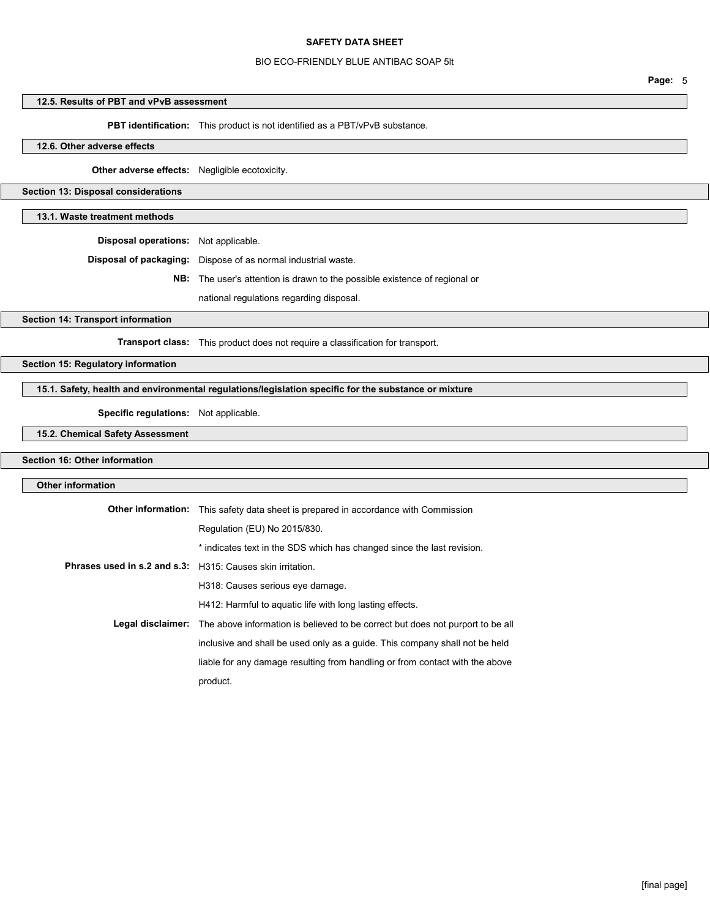### 12.5. Results of PBT and vPvB assessment

**PBT identification:** This product is not identified as a PBT/vPvB substance.

### 12.6. Other adverse effects

**Other adverse effects:** Negligible ecotoxicity.

## Section 13: Disposal considerations

### 13.1. Waste treatment methods

**Disposal operations:** Not applicable.

**Disposal of packaging:** Dispose of as normal industrial waste.

**NB:** The user's attention is drawn to the possible existence of regional or national regulations regarding disposal.

## Section 14: Transport information

**Transport class:** This product does not require a classification for transport.

## Section 15: Regulatory information

### 15.1. Safety, health and environmental regulations/legislation specific for the substance or mixture

**Specific regulations:** Not applicable.

### 15.2. Chemical Safety Assessment

## Section 16: Other information

### Other information

**Other information:** This safety data sheet is prepared in accordance with Commission Regulation (EU) No 2015/830.

* indicates text in the SDS which has changed since the last revision.

**Phrases used in s.2 and s.3:** H315: Causes skin irritation.

H318: Causes serious eye damage.

H412: Harmful to aquatic life with long lasting effects.

**Legal disclaimer:** The above information is believed to be correct but does not purport to be all inclusive and shall be used only as a guide. This company shall not be held liable for any damage resulting from handling or from contact with the above product.

[final page]